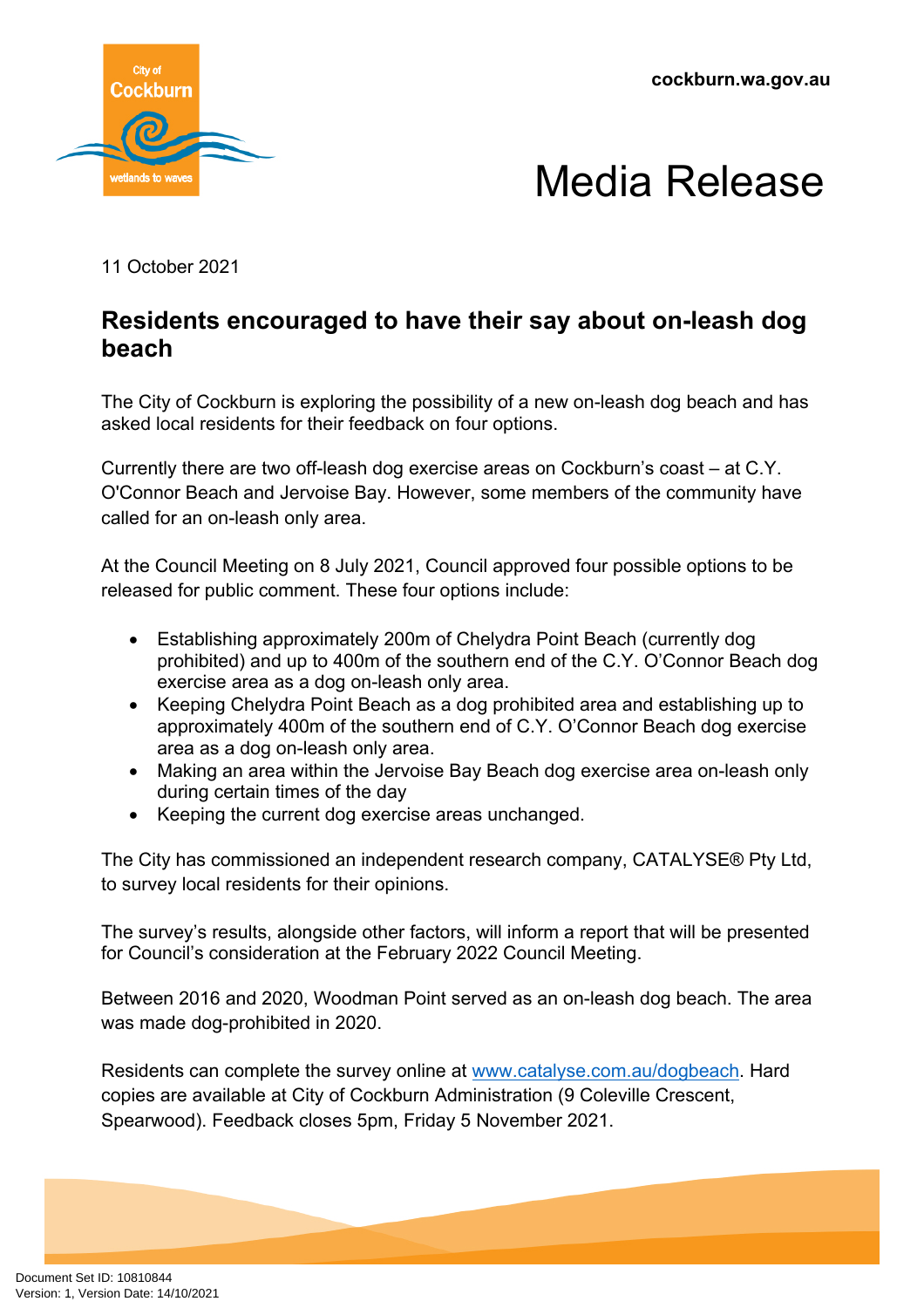cockburn.wa.gov.au

# Media Release

11 October 2021

## Residents encouraged to have their say about on-leash dog beach

The City of Cockburn is exploring the possibility of a new on-leash dog beach and has asked local residents for their feedback on four options.

Currently there are two off-leash dog exercise areas on Cockburn's coast – at C.Y. O'Connor Beach and Jervoise Bay. However, some members of the community have called for an on-leash only area.

At the Council Meeting on 8 July 2021, Council approved four possible options to be released for public comment. These four options include:

- Establishing approximately 200m of Chelydra Point Beach (currently dog prohibited) and up to 400m of the southern end of the C.Y. O'Connor Beach dog exercise area as a dog on-leash only area.
- Keeping Chelydra Point Beach as a dog prohibited area and establishing up to approximately 400m of the southern end of C.Y. O'Connor Beach dog exercise area as a dog on-leash only area.
- Making an area within the Jervoise Bay Beach dog exercise area on-leash only during certain times of the day
- Keeping the current dog exercise areas unchanged.

The City has commissioned an independent research company, CATALYSE® Pty Ltd, to survey local residents for their opinions.

The survey's results, alongside other factors, will inform a report that will be presented for Council's consideration at the February 2022 Council Meeting.

Between 2016 and 2020, Woodman Point served as an on-leash dog beach. The area was made dog-prohibited in 2020.

Residents can complete the survey online at [www.catalyse.com.au/dogbeach](http://www.catalyse.com.au/dogbeach). Hard copies are available at City of Cockburn Administration (9 Coleville Crescent, Spearwood). Feedback closes 5pm, Friday 5 November 2021.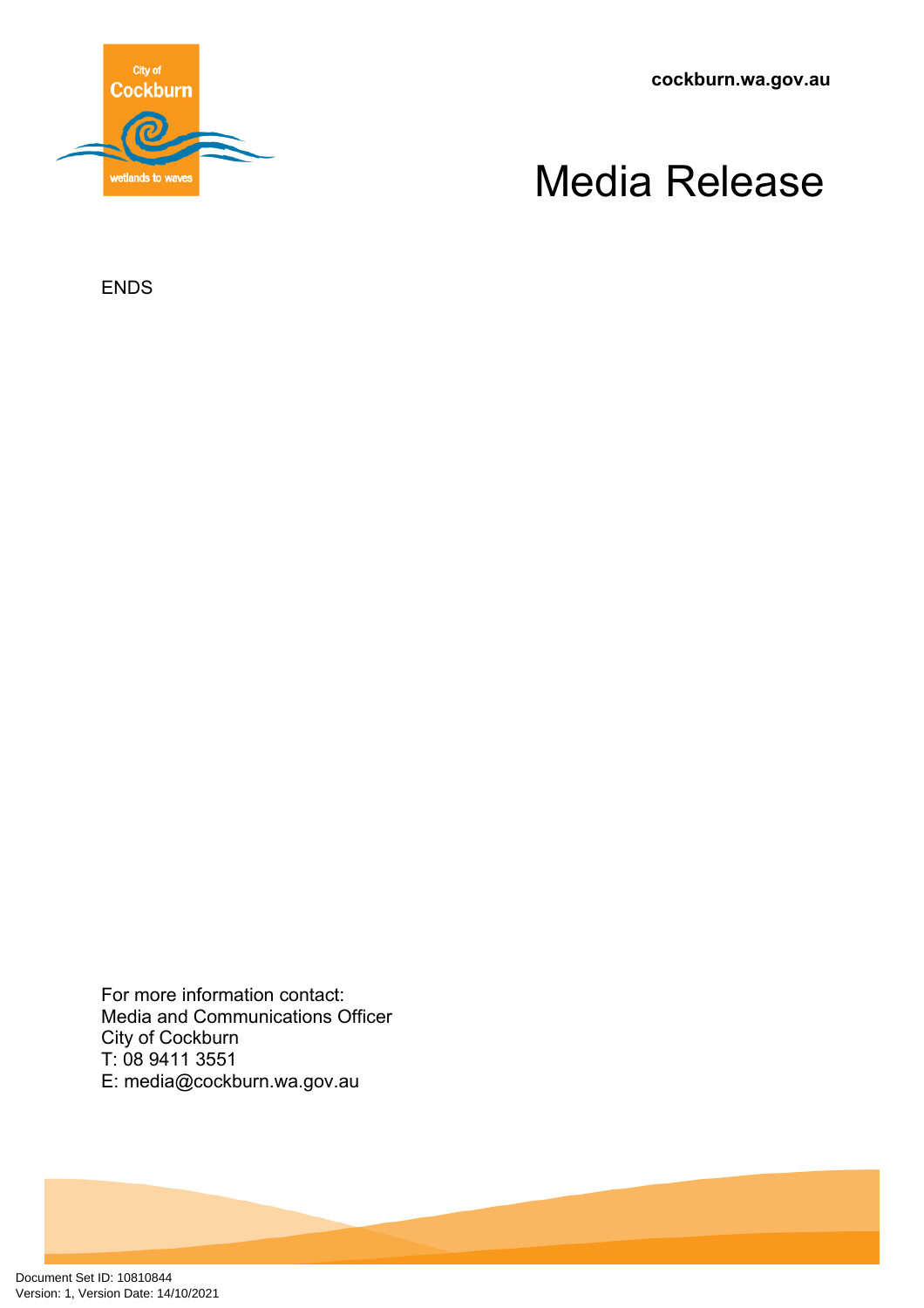ENDS

For more information contact:
Media and Communications Officer
City of Cockburn
T: 08 9411 3551
E: media@cockburn.wa.gov.au